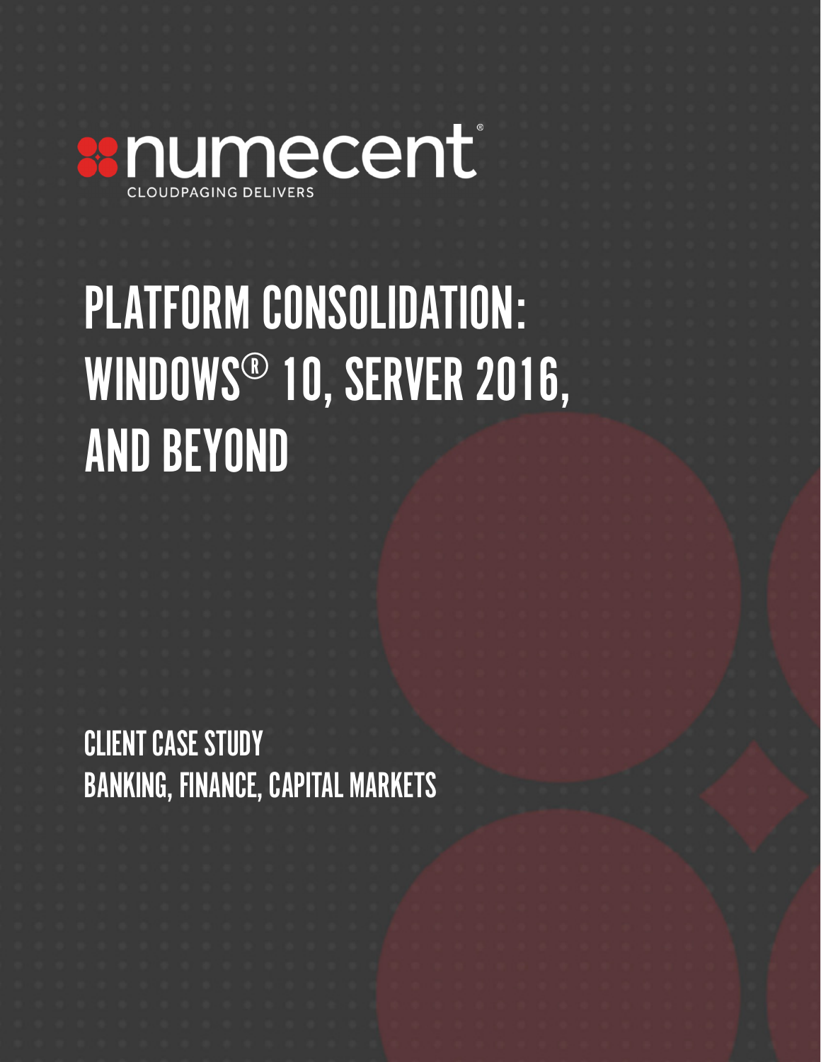numecent®

CLOUDPAGING DELIVERS

# PLATFORM CONSOLIDATION: WINDOWS® 10, SERVER 2016, AND BEYOND

## CLIENT CASE STUDY
## BANKING, FINANCE, CAPITAL MARKETS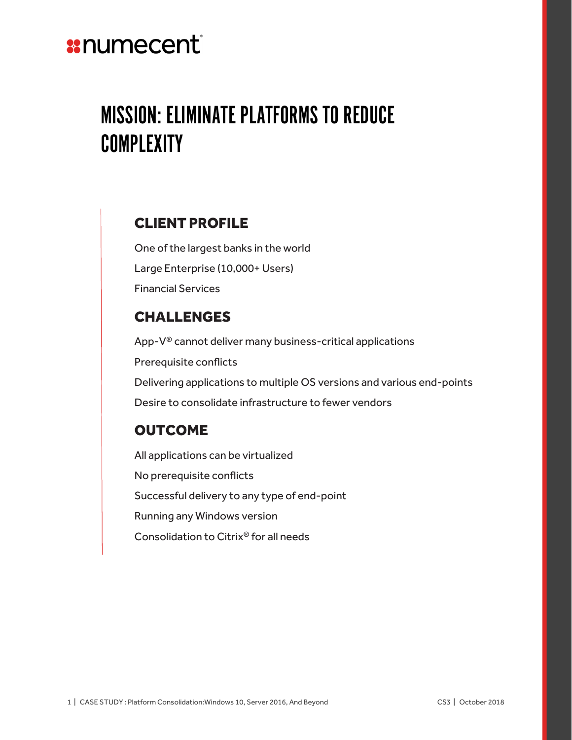numecent

# MISSION: ELIMINATE PLATFORMS TO REDUCE COMPLEXITY

## CLIENT PROFILE

One of the largest banks in the world

Large Enterprise (10,000+ Users)

Financial Services

## CHALLENGES

App-V® cannot deliver many business-critical applications

Prerequisite conflicts

Delivering applications to multiple OS versions and various end-points

Desire to consolidate infrastructure to fewer vendors

## OUTCOME

All applications can be virtualized

No prerequisite conflicts

Successful delivery to any type of end-point

Running any Windows version

Consolidation to Citrix® for all needs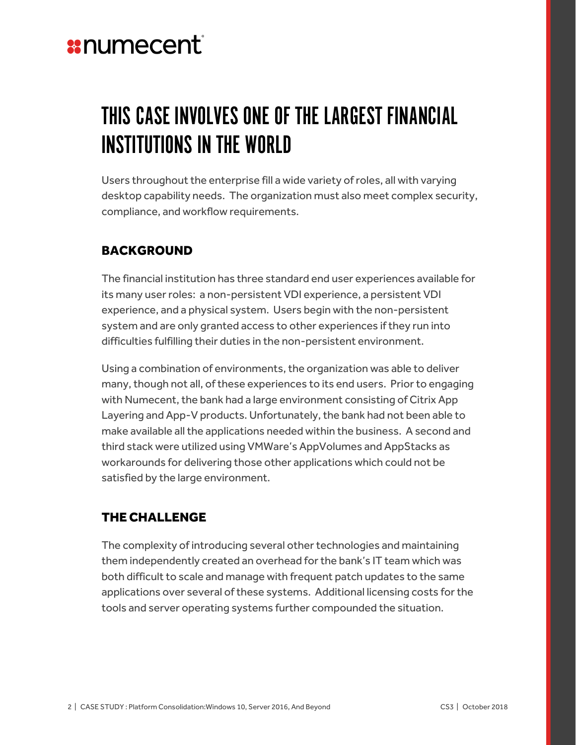# THIS CASE INVOLVES ONE OF THE LARGEST FINANCIAL INSTITUTIONS IN THE WORLD

Users throughout the enterprise fill a wide variety of roles, all with varying desktop capability needs. The organization must also meet complex security, compliance, and workflow requirements.

## BACKGROUND

The financial institution has three standard end user experiences available for its many user roles: a non-persistent VDI experience, a persistent VDI experience, and a physical system. Users begin with the non-persistent system and are only granted access to other experiences if they run into difficulties fulfilling their duties in the non-persistent environment.

Using a combination of environments, the organization was able to deliver many, though not all, of these experiences to its end users. Prior to engaging with Numecent, the bank had a large environment consisting of Citrix App Layering and App-V products. Unfortunately, the bank had not been able to make available all the applications needed within the business. A second and third stack were utilized using VMWare's AppVolumes and AppStacks as workarounds for delivering those other applications which could not be satisfied by the large environment.

## THE CHALLENGE

The complexity of introducing several other technologies and maintaining them independently created an overhead for the bank's IT team which was both difficult to scale and manage with frequent patch updates to the same applications over several of these systems. Additional licensing costs for the tools and server operating systems further compounded the situation.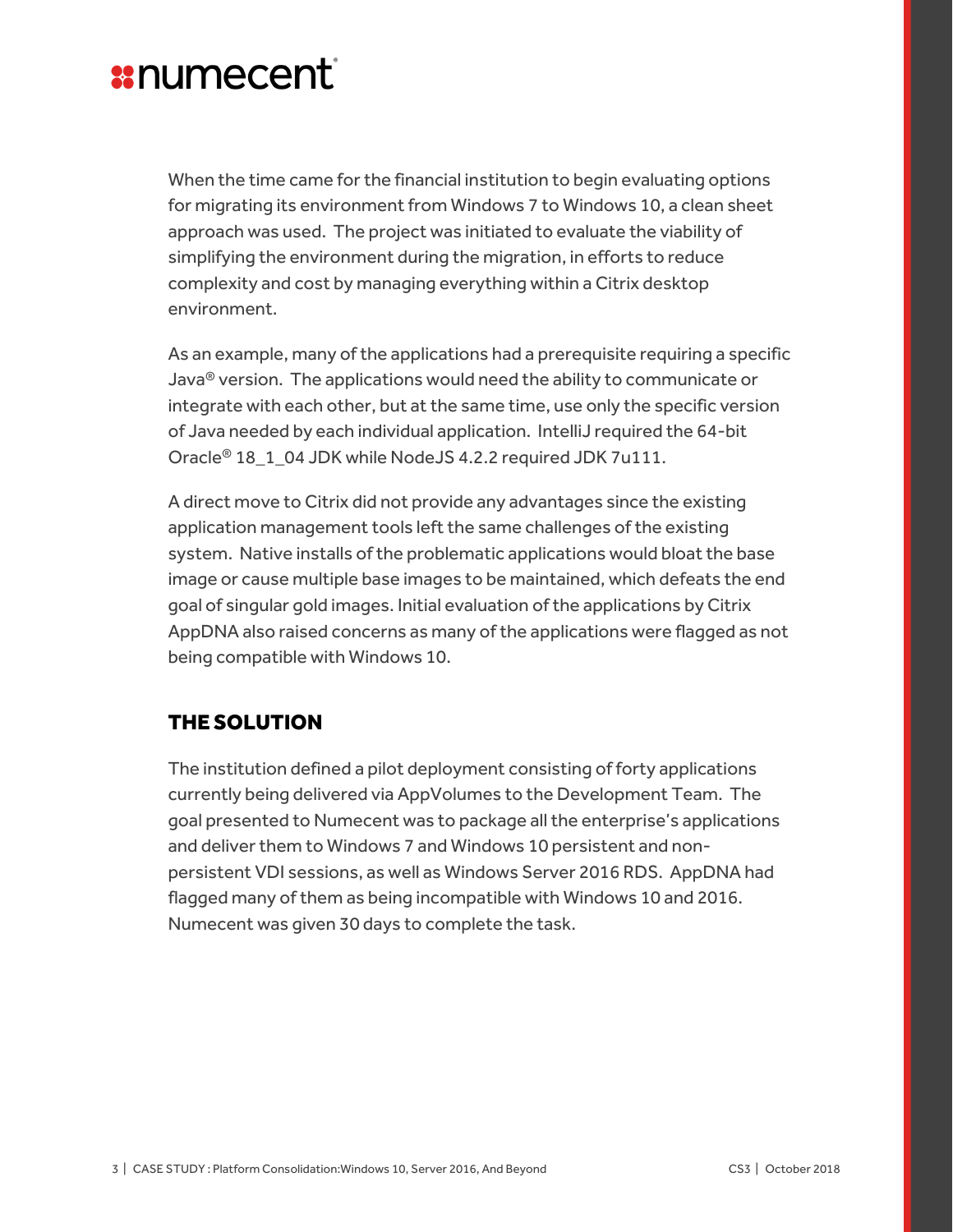When the time came for the financial institution to begin evaluating options for migrating its environment from Windows 7 to Windows 10, a clean sheet approach was used. The project was initiated to evaluate the viability of simplifying the environment during the migration, in efforts to reduce complexity and cost by managing everything within a Citrix desktop environment.

As an example, many of the applications had a prerequisite requiring a specific Java® version. The applications would need the ability to communicate or integrate with each other, but at the same time, use only the specific version of Java needed by each individual application. IntelliJ required the 64-bit Oracle® 18_1_04 JDK while NodeJS 4.2.2 required JDK 7u111.

A direct move to Citrix did not provide any advantages since the existing application management tools left the same challenges of the existing system. Native installs of the problematic applications would bloat the base image or cause multiple base images to be maintained, which defeats the end goal of singular gold images. Initial evaluation of the applications by Citrix AppDNA also raised concerns as many of the applications were flagged as not being compatible with Windows 10.

## THE SOLUTION

The institution defined a pilot deployment consisting of forty applications currently being delivered via AppVolumes to the Development Team. The goal presented to Numecent was to package all the enterprise's applications and deliver them to Windows 7 and Windows 10 persistent and non-persistent VDI sessions, as well as Windows Server 2016 RDS. AppDNA had flagged many of them as being incompatible with Windows 10 and 2016. Numecent was given 30 days to complete the task.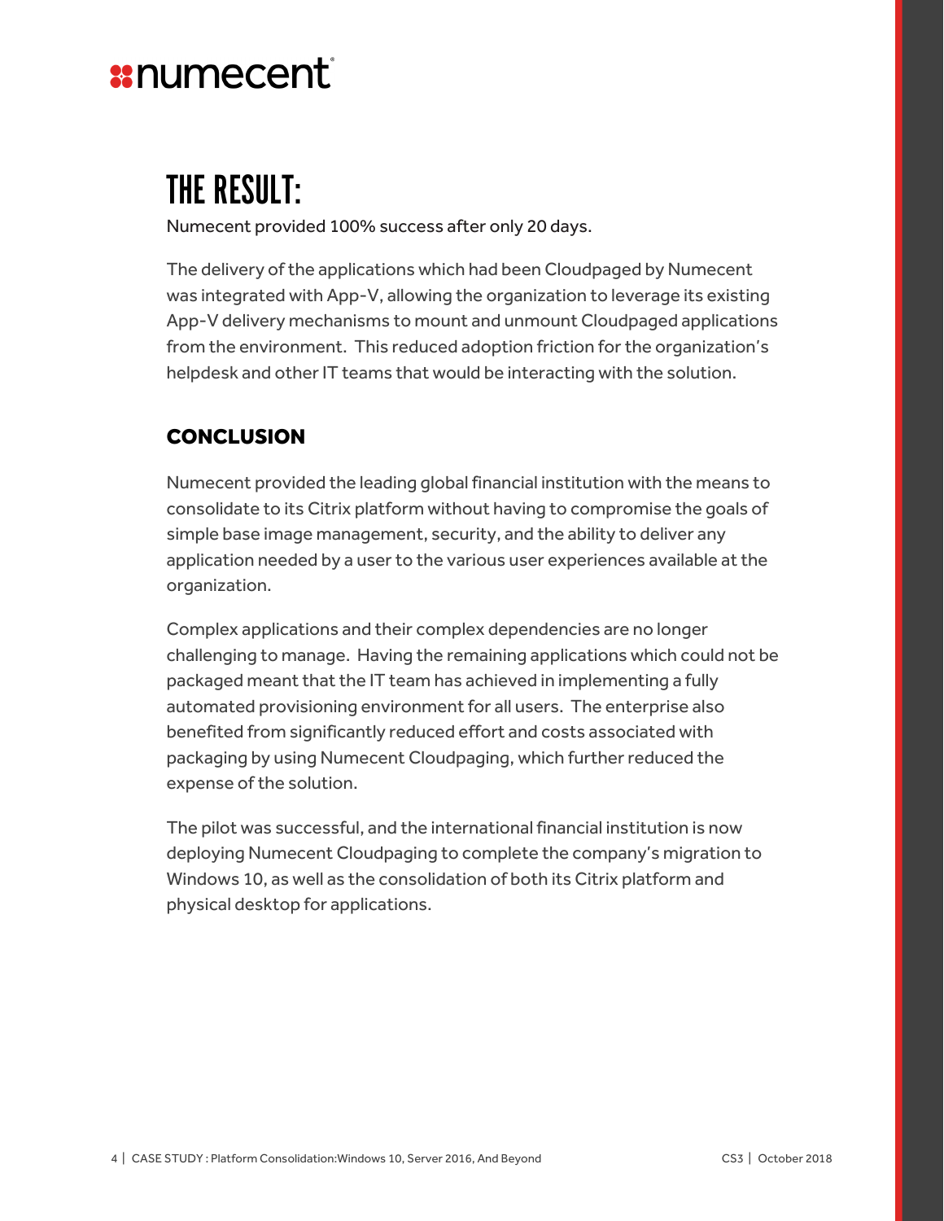# THE RESULT:

Numecent provided 100% success after only 20 days.

The delivery of the applications which had been Cloudpaged by Numecent was integrated with App-V, allowing the organization to leverage its existing App-V delivery mechanisms to mount and unmount Cloudpaged applications from the environment. This reduced adoption friction for the organization's helpdesk and other IT teams that would be interacting with the solution.

## CONCLUSION

Numecent provided the leading global financial institution with the means to consolidate to its Citrix platform without having to compromise the goals of simple base image management, security, and the ability to deliver any application needed by a user to the various user experiences available at the organization.

Complex applications and their complex dependencies are no longer challenging to manage. Having the remaining applications which could not be packaged meant that the IT team has achieved in implementing a fully automated provisioning environment for all users. The enterprise also benefited from significantly reduced effort and costs associated with packaging by using Numecent Cloudpaging, which further reduced the expense of the solution.

The pilot was successful, and the international financial institution is now deploying Numecent Cloudpaging to complete the company's migration to Windows 10, as well as the consolidation of both its Citrix platform and physical desktop for applications.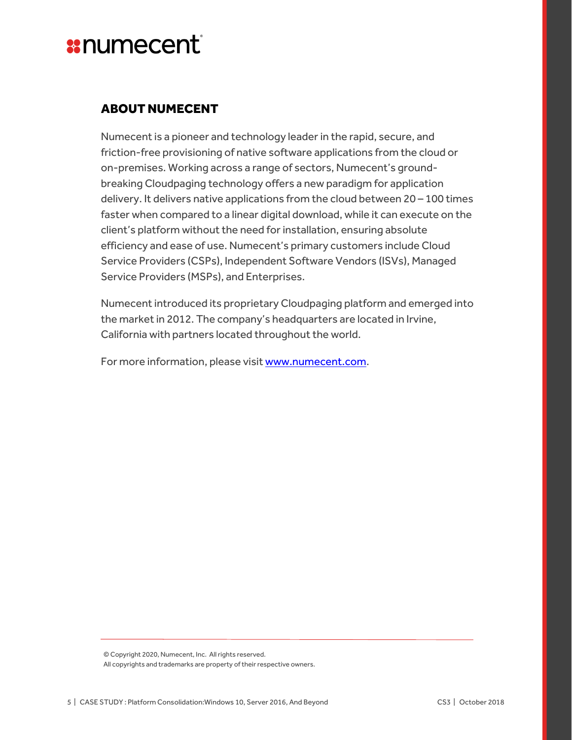## ABOUT NUMECENT

Numecent is a pioneer and technology leader in the rapid, secure, and friction-free provisioning of native software applications from the cloud or on-premises. Working across a range of sectors, Numecent's ground-breaking Cloudpaging technology offers a new paradigm for application delivery. It delivers native applications from the cloud between 20 – 100 times faster when compared to a linear digital download, while it can execute on the client's platform without the need for installation, ensuring absolute efficiency and ease of use. Numecent's primary customers include Cloud Service Providers (CSPs), Independent Software Vendors (ISVs), Managed Service Providers (MSPs), and Enterprises.

Numecent introduced its proprietary Cloudpaging platform and emerged into the market in 2012. The company's headquarters are located in Irvine, California with partners located throughout the world.

For more information, please visit [www.numecent.com](http://www.numecent.com).

© Copyright 2020, Numecent, Inc. All rights reserved.
All copyrights and trademarks are property of their respective owners.